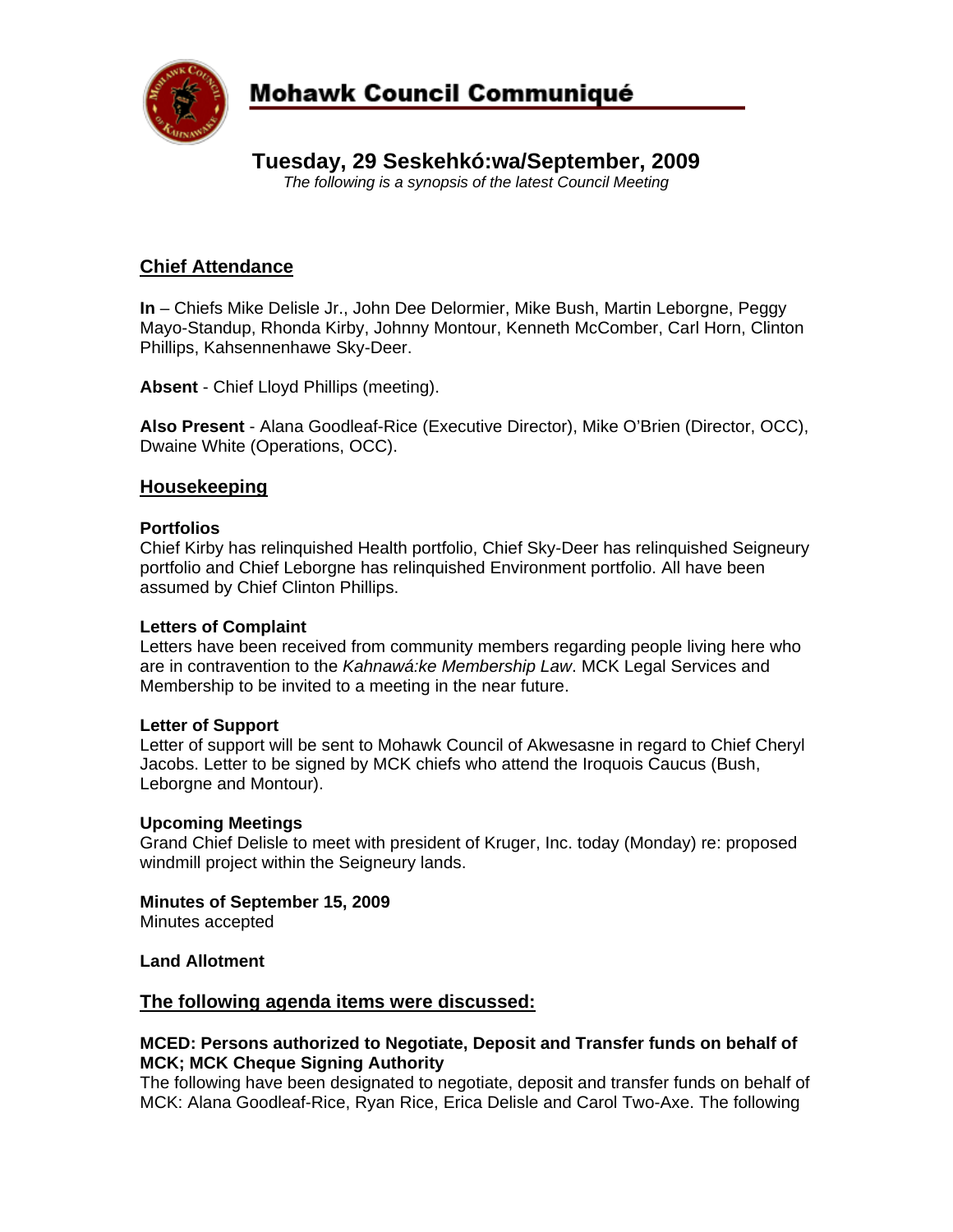# Mohawk Council Communiqué

## Tuesday, 29 Seskehkó:wa/September, 2009

*The following is a synopsis of the latest Council Meeting*

## Chief Attendance

**In** – Chiefs Mike Delisle Jr., John Dee Delormier, Mike Bush, Martin Leborgne, Peggy Mayo-Standup, Rhonda Kirby, Johnny Montour, Kenneth McComber, Carl Horn, Clinton Phillips, Kahsennenhawe Sky-Deer.

**Absent** - Chief Lloyd Phillips (meeting).

**Also Present** - Alana Goodleaf-Rice (Executive Director), Mike O'Brien (Director, OCC), Dwaine White (Operations, OCC).

## Housekeeping

**Portfolios**
Chief Kirby has relinquished Health portfolio, Chief Sky-Deer has relinquished Seigneury portfolio and Chief Leborgne has relinquished Environment portfolio. All have been assumed by Chief Clinton Phillips.

**Letters of Complaint**
Letters have been received from community members regarding people living here who are in contravention to the *Kahnawá:ke Membership Law*. MCK Legal Services and Membership to be invited to a meeting in the near future.

**Letter of Support**
Letter of support will be sent to Mohawk Council of Akwesasne in regard to Chief Cheryl Jacobs. Letter to be signed by MCK chiefs who attend the Iroquois Caucus (Bush, Leborgne and Montour).

**Upcoming Meetings**
Grand Chief Delisle to meet with president of Kruger, Inc. today (Monday) re: proposed windmill project within the Seigneury lands.

**Minutes of September 15, 2009**
Minutes accepted

**Land Allotment**

## The following agenda items were discussed:

**MCED: Persons authorized to Negotiate, Deposit and Transfer funds on behalf of MCK; MCK Cheque Signing Authority**
The following have been designated to negotiate, deposit and transfer funds on behalf of MCK: Alana Goodleaf-Rice, Ryan Rice, Erica Delisle and Carol Two-Axe. The following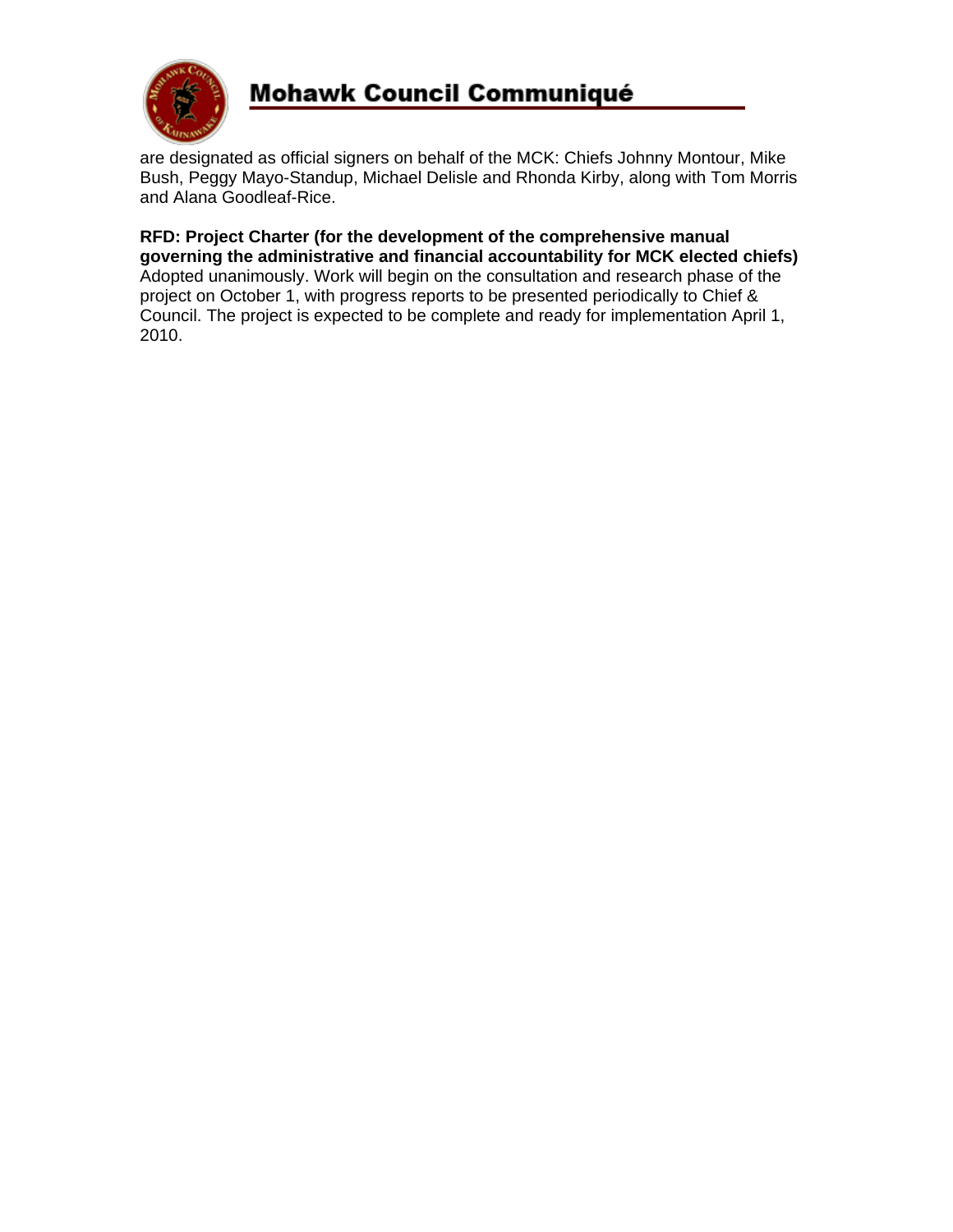are designated as official signers on behalf of the MCK: Chiefs Johnny Montour, Mike Bush, Peggy Mayo-Standup, Michael Delisle and Rhonda Kirby, along with Tom Morris and Alana Goodleaf-Rice.

**RFD: Project Charter (for the development of the comprehensive manual governing the administrative and financial accountability for MCK elected chiefs)**
Adopted unanimously. Work will begin on the consultation and research phase of the project on October 1, with progress reports to be presented periodically to Chief & Council. The project is expected to be complete and ready for implementation April 1, 2010.